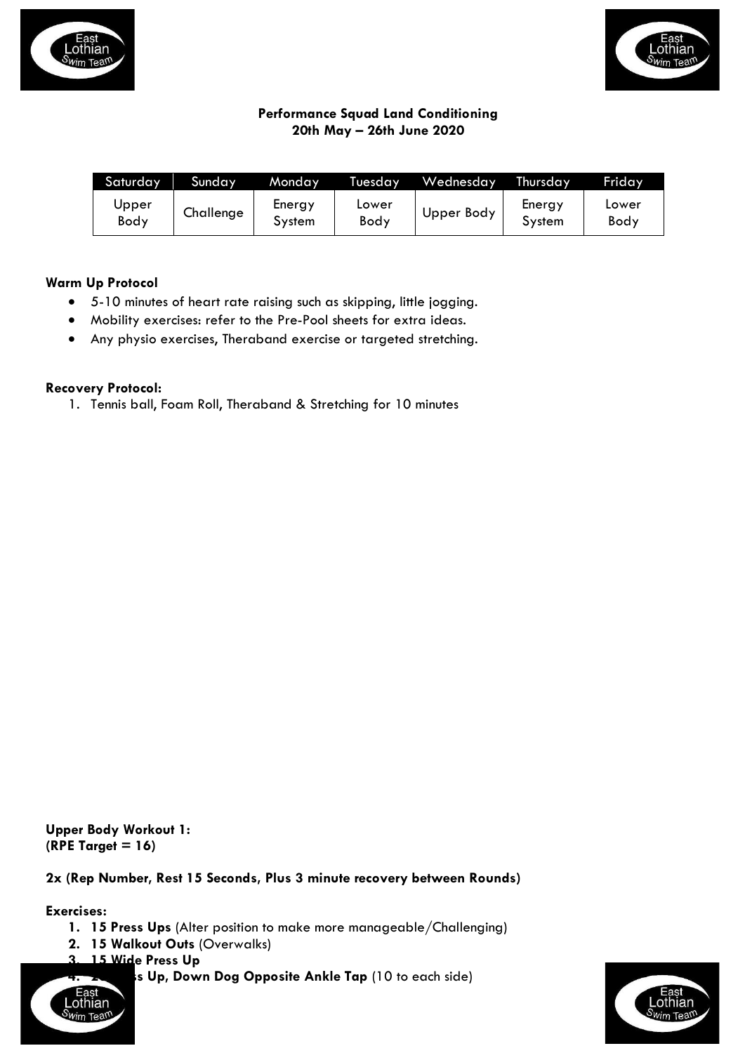**Performance Squad Land Conditioning**
**20th May – 26th June 2020**

| Saturday | Sunday | Monday | Tuesday | Wednesday | Thursday | Friday |
|---|---|---|---|---|---|---|
| Upper Body | Challenge | Energy System | Lower Body | Upper Body | Energy System | Lower Body |

**Warm Up Protocol**

- 5-10 minutes of heart rate raising such as skipping, little jogging.
- Mobility exercises: refer to the Pre-Pool sheets for extra ideas.
- Any physio exercises, Theraband exercise or targeted stretching.

**Recovery Protocol:**

1. Tennis ball, Foam Roll, Theraband & Stretching for 10 minutes

**Upper Body Workout 1:**
**(RPE Target = 16)**

**2x (Rep Number, Rest 15 Seconds, Plus 3 minute recovery between Rounds)**

**Exercises:**

1. **15 Press Ups** (Alter position to make more manageable/Challenging)
2. **15 Walkout Outs** (Overwalks)
3. **15 Wide Press Up**
4. **20 Press Up, Down Dog Opposite Ankle Tap** (10 to each side)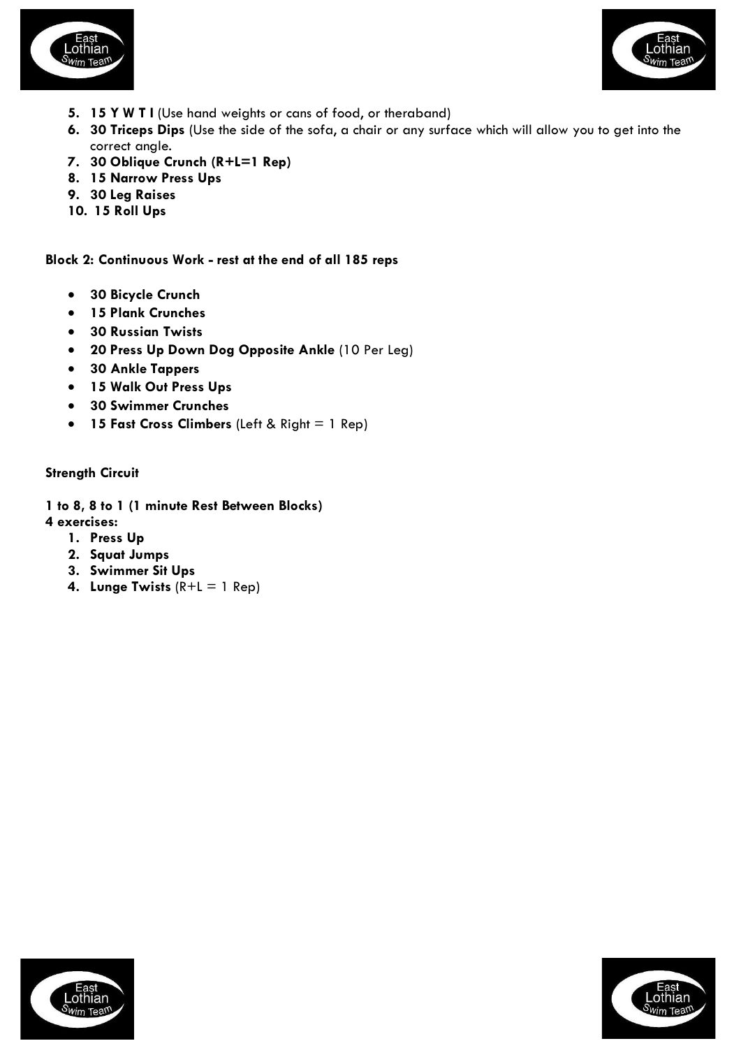5. **15 Y W T I** (Use hand weights or cans of food, or theraband)
6. **30 Triceps Dips** (Use the side of the sofa, a chair or any surface which will allow you to get into the correct angle.
7. **30 Oblique Crunch (R+L=1 Rep)**
8. **15 Narrow Press Ups**
9. **30 Leg Raises**
10. **15 Roll Ups**

**Block 2: Continuous Work - rest at the end of all 185 reps**

- **30 Bicycle Crunch**
- **15 Plank Crunches**
- **30 Russian Twists**
- **20 Press Up Down Dog Opposite Ankle** (10 Per Leg)
- **30 Ankle Tappers**
- **15 Walk Out Press Ups**
- **30 Swimmer Crunches**
- **15 Fast Cross Climbers** (Left & Right = 1 Rep)

**Strength Circuit**

**1 to 8, 8 to 1 (1 minute Rest Between Blocks)**
**4 exercises:**

1. **Press Up**
2. **Squat Jumps**
3. **Swimmer Sit Ups**
4. **Lunge Twists** (R+L = 1 Rep)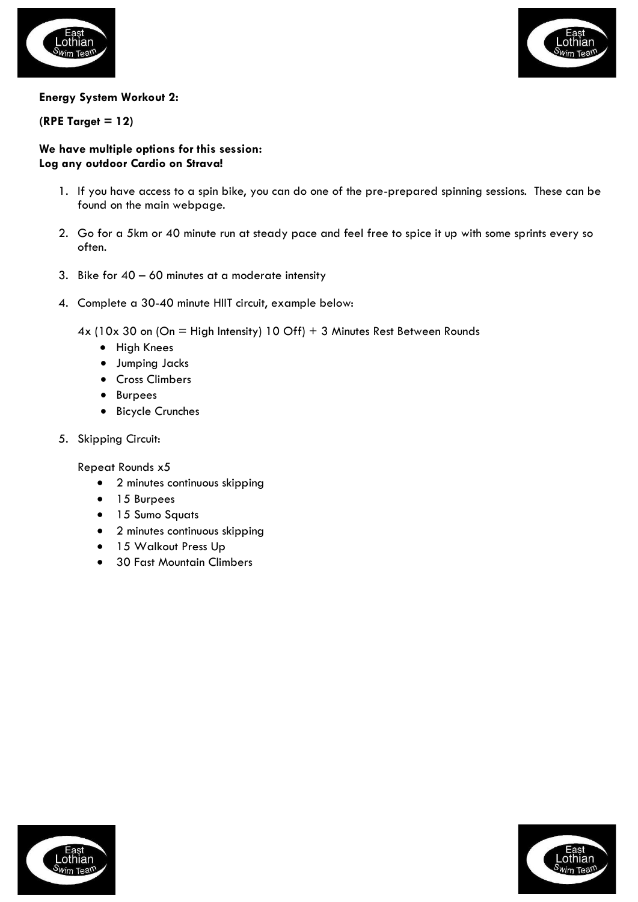**Energy System Workout 2:**

**(RPE Target = 12)**

**We have multiple options for this session:**
**Log any outdoor Cardio on Strava!**

1. If you have access to a spin bike, you can do one of the pre-prepared spinning sessions. These can be found on the main webpage.

2. Go for a 5km or 40 minute run at steady pace and feel free to spice it up with some sprints every so often.

3. Bike for 40 – 60 minutes at a moderate intensity

4. Complete a 30-40 minute HIIT circuit, example below:

   4x (10x 30 on (On = High Intensity) 10 Off) + 3 Minutes Rest Between Rounds

   - High Knees
   - Jumping Jacks
   - Cross Climbers
   - Burpees
   - Bicycle Crunches

5. Skipping Circuit:

   Repeat Rounds x5

   - 2 minutes continuous skipping
   - 15 Burpees
   - 15 Sumo Squats
   - 2 minutes continuous skipping
   - 15 Walkout Press Up
   - 30 Fast Mountain Climbers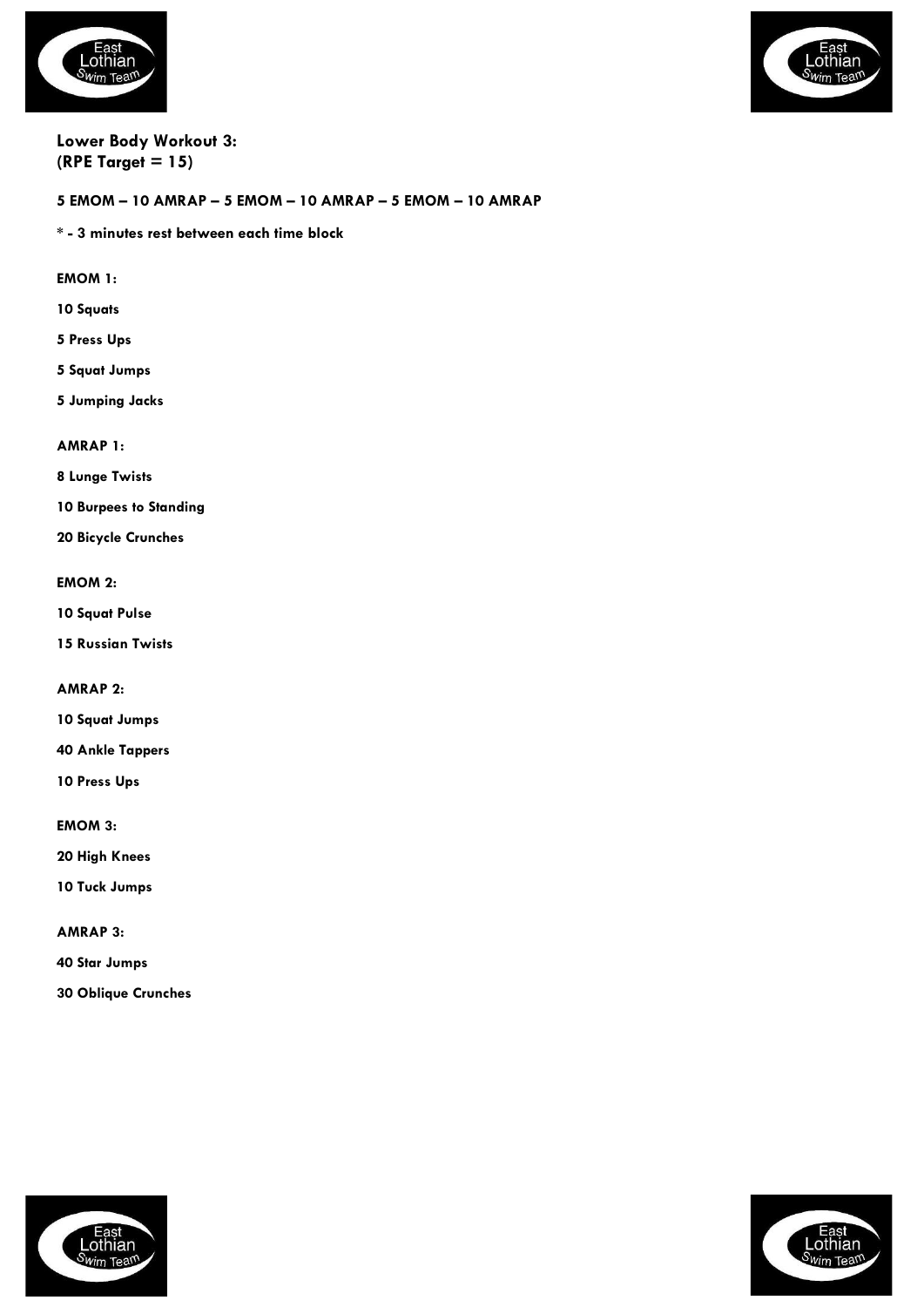## Lower Body Workout 3:
## (RPE Target = 15)

**5 EMOM – 10 AMRAP – 5 EMOM – 10 AMRAP – 5 EMOM – 10 AMRAP**

**\* - 3 minutes rest between each time block**

**EMOM 1:**

**10 Squats**

**5 Press Ups**

**5 Squat Jumps**

**5 Jumping Jacks**

**AMRAP 1:**

**8 Lunge Twists**

**10 Burpees to Standing**

**20 Bicycle Crunches**

**EMOM 2:**

**10 Squat Pulse**

**15 Russian Twists**

**AMRAP 2:**

**10 Squat Jumps**

**40 Ankle Tappers**

**10 Press Ups**

**EMOM 3:**

**20 High Knees**

**10 Tuck Jumps**

**AMRAP 3:**

**40 Star Jumps**

**30 Oblique Crunches**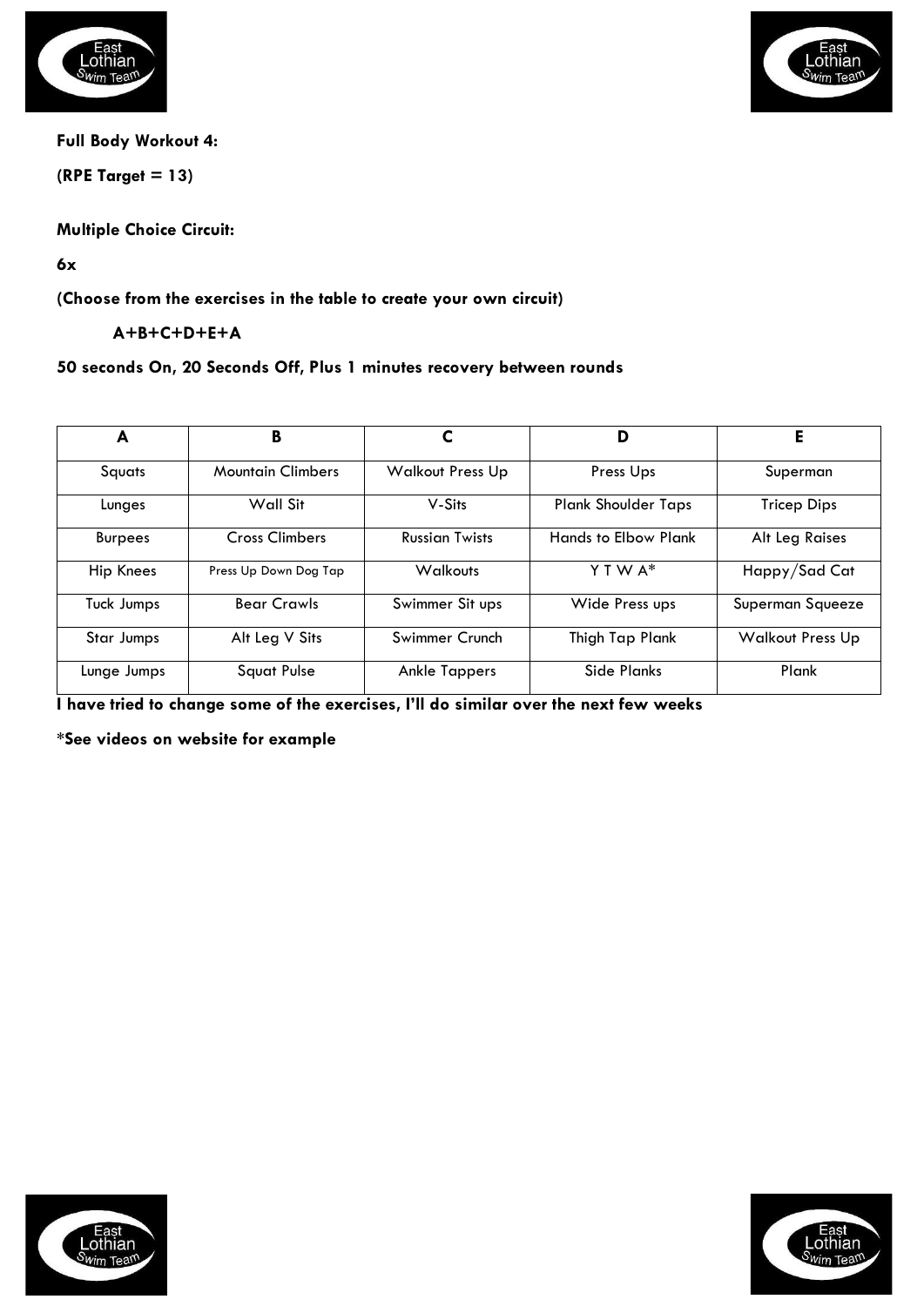**Full Body Workout 4:**

**(RPE Target = 13)**

**Multiple Choice Circuit:**

**6x**

**(Choose from the exercises in the table to create your own circuit)**

**A+B+C+D+E+A**

**50 seconds On, 20 Seconds Off, Plus 1 minutes recovery between rounds**

| A | B | C | D | E |
|---|---|---|---|---|
| Squats | Mountain Climbers | Walkout Press Up | Press Ups | Superman |
| Lunges | Wall Sit | V-Sits | Plank Shoulder Taps | Tricep Dips |
| Burpees | Cross Climbers | Russian Twists | Hands to Elbow Plank | Alt Leg Raises |
| Hip Knees | Press Up Down Dog Tap | Walkouts | Y T W A* | Happy/Sad Cat |
| Tuck Jumps | Bear Crawls | Swimmer Sit ups | Wide Press ups | Superman Squeeze |
| Star Jumps | Alt Leg V Sits | Swimmer Crunch | Thigh Tap Plank | Walkout Press Up |
| Lunge Jumps | Squat Pulse | Ankle Tappers | Side Planks | Plank |

**I have tried to change some of the exercises, I'll do similar over the next few weeks**

**\*See videos on website for example**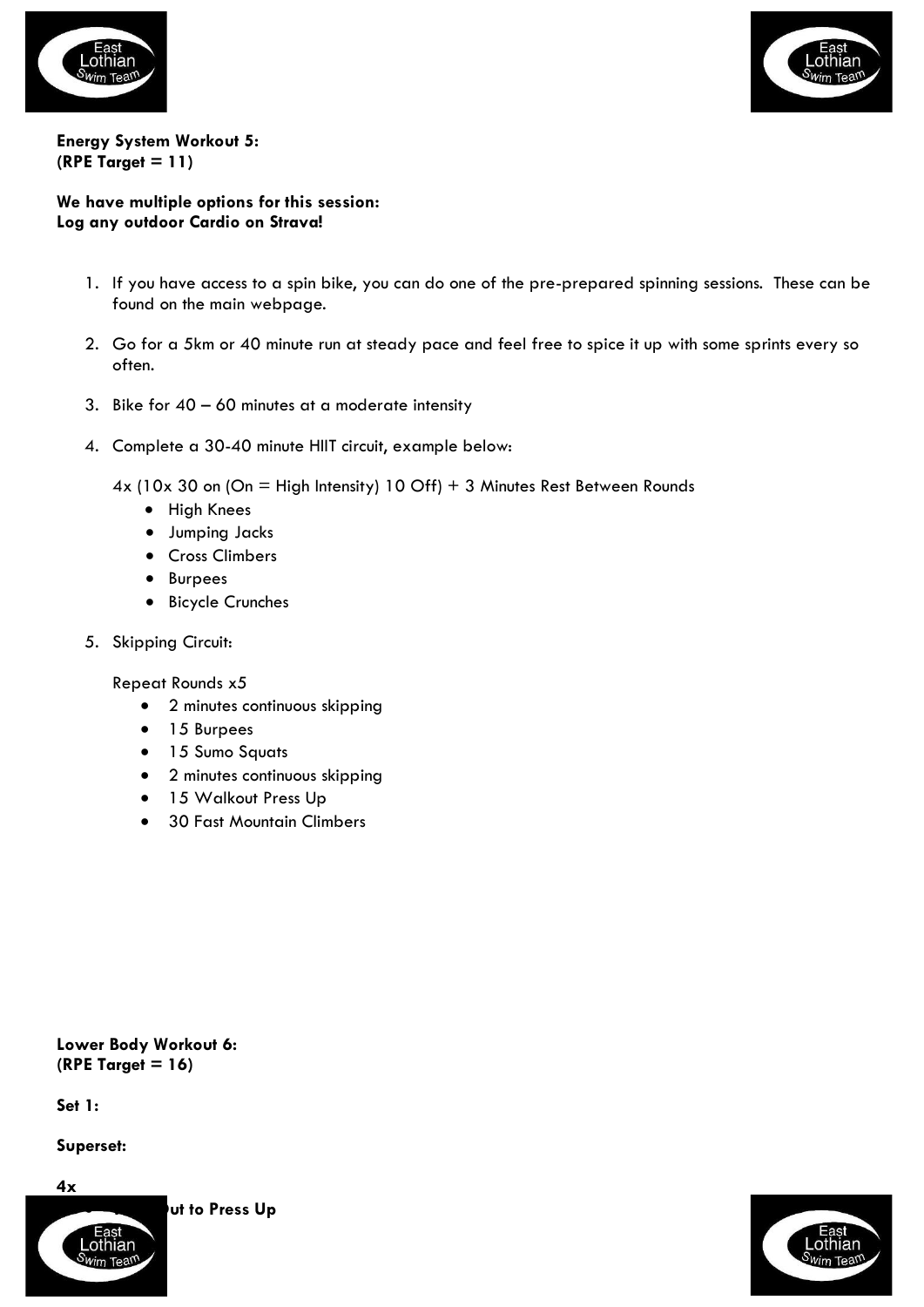**Energy System Workout 5:**
**(RPE Target = 11)**

**We have multiple options for this session:**
**Log any outdoor Cardio on Strava!**

1. If you have access to a spin bike, you can do one of the pre-prepared spinning sessions. These can be found on the main webpage.

2. Go for a 5km or 40 minute run at steady pace and feel free to spice it up with some sprints every so often.

3. Bike for 40 – 60 minutes at a moderate intensity

4. Complete a 30-40 minute HIIT circuit, example below:

   4x (10x 30 on (On = High Intensity) 10 Off) + 3 Minutes Rest Between Rounds
   - High Knees
   - Jumping Jacks
   - Cross Climbers
   - Burpees
   - Bicycle Crunches

5. Skipping Circuit:

   Repeat Rounds x5
   - 2 minutes continuous skipping
   - 15 Burpees
   - 15 Sumo Squats
   - 2 minutes continuous skipping
   - 15 Walkout Press Up
   - 30 Fast Mountain Climbers

**Lower Body Workout 6:**
**(RPE Target = 16)**

**Set 1:**

**Superset:**

**4x**

**ut to Press Up**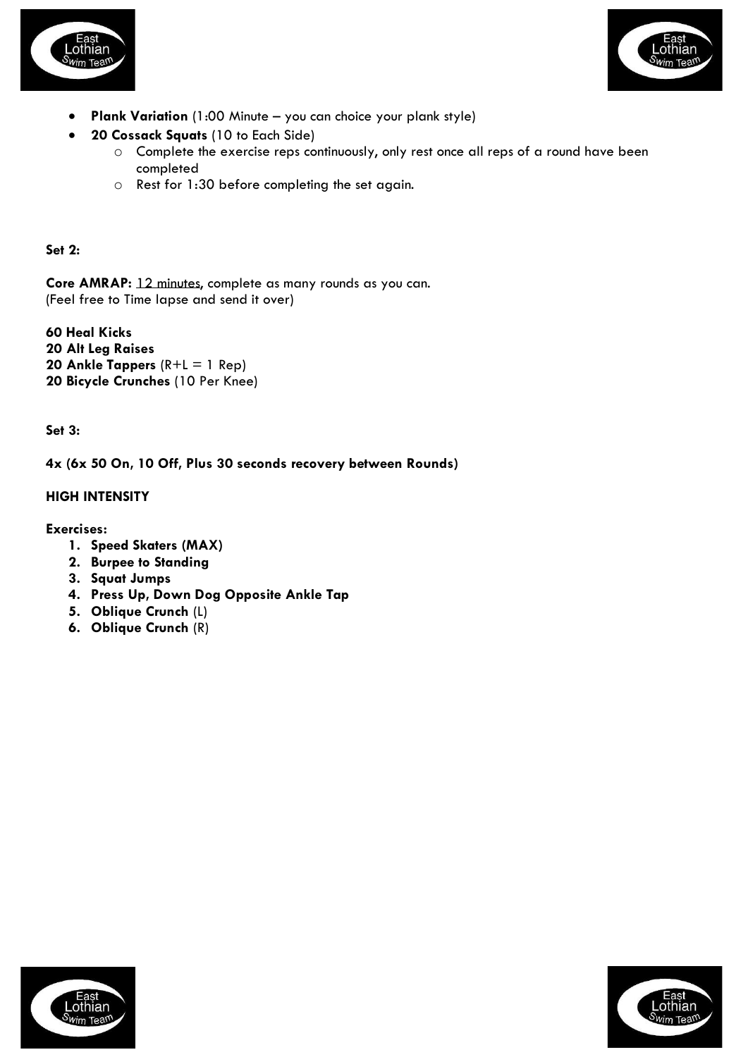- **Plank Variation** (1:00 Minute – you can choice your plank style)
- **20 Cossack Squats** (10 to Each Side)
  - Complete the exercise reps continuously, only rest once all reps of a round have been completed
  - Rest for 1:30 before completing the set again.

**Set 2:**

**Core AMRAP:** 12 minutes, complete as many rounds as you can.
(Feel free to Time lapse and send it over)

**60 Heal Kicks**
**20 Alt Leg Raises**
**20 Ankle Tappers** (R+L = 1 Rep)
**20 Bicycle Crunches** (10 Per Knee)

**Set 3:**

**4x (6x 50 On, 10 Off, Plus 30 seconds recovery between Rounds)**

**HIGH INTENSITY**

**Exercises:**

1. **Speed Skaters (MAX)**
2. **Burpee to Standing**
3. **Squat Jumps**
4. **Press Up, Down Dog Opposite Ankle Tap**
5. **Oblique Crunch** (L)
6. **Oblique Crunch** (R)